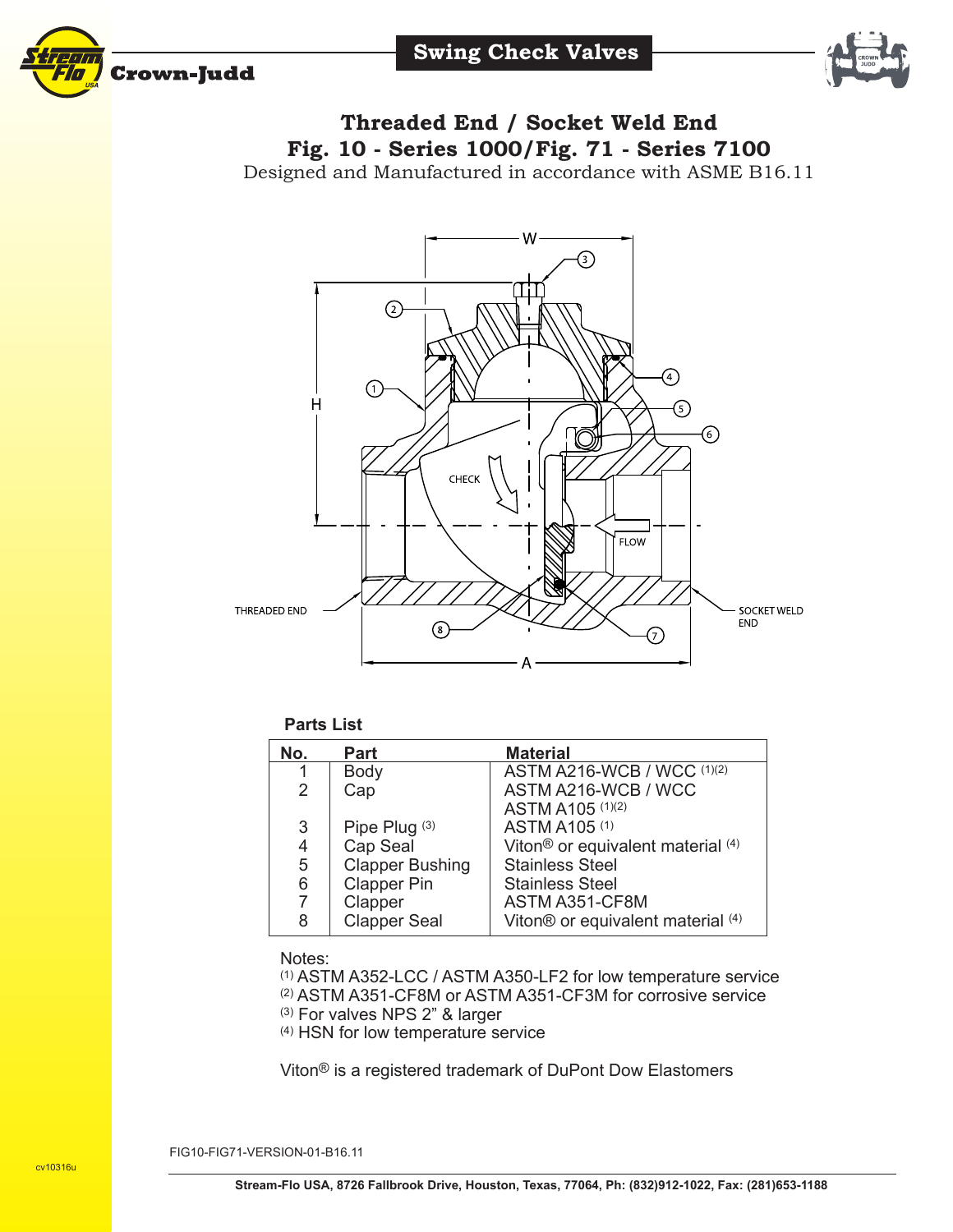# Swing Check Valves

## Threaded End / Socket Weld End
## Fig. 10 - Series 1000/Fig. 71 - Series 7100

Designed and Manufactured in accordance with ASME B16.11

W

H

CHECK

FLOW

THREADED END

SOCKET WELD END

A

**Parts List**

| No. | Part | Material |
|---|---|---|
| 1 | Body | ASTM A216-WCB / WCC [1][2] |
| 2 | Cap | ASTM A216-WCB / WCC<br>ASTM A105 [1][2] |
| 3 | Pipe Plug [3] | ASTM A105 [1] |
| 4 | Cap Seal | Viton® or equivalent material [4] |
| 5 | Clapper Bushing | Stainless Steel |
| 6 | Clapper Pin | Stainless Steel |
| 7 | Clapper | ASTM A351-CF8M |
| 8 | Clapper Seal | Viton® or equivalent material [4] |

Notes:

[1] ASTM A352-LCC / ASTM A350-LF2 for low temperature service
[2] ASTM A351-CF8M or ASTM A351-CF3M for corrosive service
[3] For valves NPS 2" & larger
[4] HSN for low temperature service

Viton® is a registered trademark of DuPont Dow Elastomers

FIG10-FIG71-VERSION-01-B16.11

Stream-Flo USA, 8726 Fallbrook Drive, Houston, Texas, 77064, Ph: (832)912-1022, Fax: (281)653-1188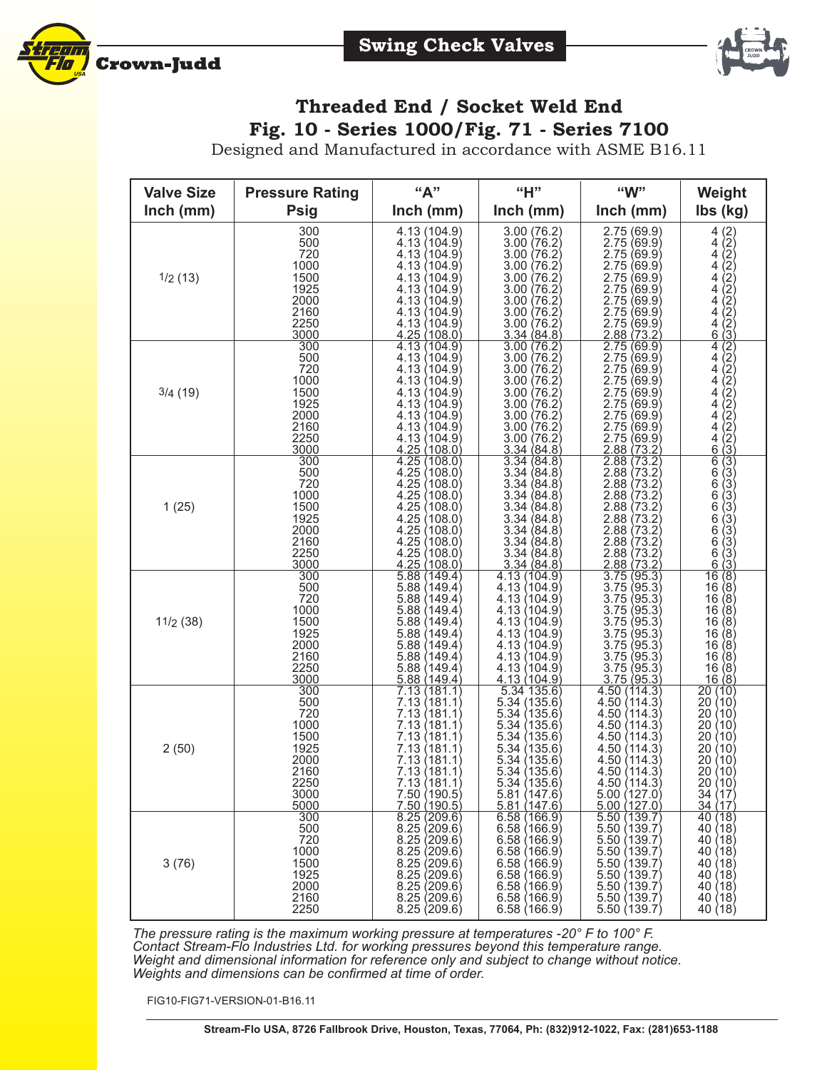Crown-Judd

Swing Check Valves

## Threaded End / Socket Weld End
## Fig. 10 - Series 1000/Fig. 71 - Series 7100

Designed and Manufactured in accordance with ASME B16.11

| Valve Size Inch (mm) | Pressure Rating Psig | "A" Inch (mm) | "H" Inch (mm) | "W" Inch (mm) | Weight lbs (kg) |
|---|---|---|---|---|---|
| 1/2 (13) | 300 | 4.13 (104.9) | 3.00 (76.2) | 2.75 (69.9) | 4 (2) |
| | 500 | 4.13 (104.9) | 3.00 (76.2) | 2.75 (69.9) | 4 (2) |
| | 720 | 4.13 (104.9) | 3.00 (76.2) | 2.75 (69.9) | 4 (2) |
| | 1000 | 4.13 (104.9) | 3.00 (76.2) | 2.75 (69.9) | 4 (2) |
| | 1500 | 4.13 (104.9) | 3.00 (76.2) | 2.75 (69.9) | 4 (2) |
| | 1925 | 4.13 (104.9) | 3.00 (76.2) | 2.75 (69.9) | 4 (2) |
| | 2000 | 4.13 (104.9) | 3.00 (76.2) | 2.75 (69.9) | 4 (2) |
| | 2160 | 4.13 (104.9) | 3.00 (76.2) | 2.75 (69.9) | 4 (2) |
| | 2250 | 4.13 (104.9) | 3.00 (76.2) | 2.75 (69.9) | 4 (2) |
| | 3000 | 4.25 (108.0) | 3.34 (84.8) | 2.88 (73.2) | 6 (3) |
| 3/4 (19) | 300 | 4.13 (104.9) | 3.00 (76.2) | 2.75 (69.9) | 4 (2) |
| | 500 | 4.13 (104.9) | 3.00 (76.2) | 2.75 (69.9) | 4 (2) |
| | 720 | 4.13 (104.9) | 3.00 (76.2) | 2.75 (69.9) | 4 (2) |
| | 1000 | 4.13 (104.9) | 3.00 (76.2) | 2.75 (69.9) | 4 (2) |
| | 1500 | 4.13 (104.9) | 3.00 (76.2) | 2.75 (69.9) | 4 (2) |
| | 1925 | 4.13 (104.9) | 3.00 (76.2) | 2.75 (69.9) | 4 (2) |
| | 2000 | 4.13 (104.9) | 3.00 (76.2) | 2.75 (69.9) | 4 (2) |
| | 2160 | 4.13 (104.9) | 3.00 (76.2) | 2.75 (69.9) | 4 (2) |
| | 2250 | 4.13 (104.9) | 3.00 (76.2) | 2.75 (69.9) | 4 (2) |
| | 3000 | 4.25 (108.0) | 3.34 (84.8) | 2.88 (73.2) | 6 (3) |
| 1 (25) | 300 | 4.25 (108.0) | 3.34 (84.8) | 2.88 (73.2) | 6 (3) |
| | 500 | 4.25 (108.0) | 3.34 (84.8) | 2.88 (73.2) | 6 (3) |
| | 720 | 4.25 (108.0) | 3.34 (84.8) | 2.88 (73.2) | 6 (3) |
| | 1000 | 4.25 (108.0) | 3.34 (84.8) | 2.88 (73.2) | 6 (3) |
| | 1500 | 4.25 (108.0) | 3.34 (84.8) | 2.88 (73.2) | 6 (3) |
| | 1925 | 4.25 (108.0) | 3.34 (84.8) | 2.88 (73.2) | 6 (3) |
| | 2000 | 4.25 (108.0) | 3.34 (84.8) | 2.88 (73.2) | 6 (3) |
| | 2160 | 4.25 (108.0) | 3.34 (84.8) | 2.88 (73.2) | 6 (3) |
| | 2250 | 4.25 (108.0) | 3.34 (84.8) | 2.88 (73.2) | 6 (3) |
| | 3000 | 4.25 (108.0) | 3.34 (84.8) | 2.88 (73.2) | 6 (3) |
| 11/2 (38) | 300 | 5.88 (149.4) | 4.13 (104.9) | 3.75 (95.3) | 16 (8) |
| | 500 | 5.88 (149.4) | 4.13 (104.9) | 3.75 (95.3) | 16 (8) |
| | 720 | 5.88 (149.4) | 4.13 (104.9) | 3.75 (95.3) | 16 (8) |
| | 1000 | 5.88 (149.4) | 4.13 (104.9) | 3.75 (95.3) | 16 (8) |
| | 1500 | 5.88 (149.4) | 4.13 (104.9) | 3.75 (95.3) | 16 (8) |
| | 1925 | 5.88 (149.4) | 4.13 (104.9) | 3.75 (95.3) | 16 (8) |
| | 2000 | 5.88 (149.4) | 4.13 (104.9) | 3.75 (95.3) | 16 (8) |
| | 2160 | 5.88 (149.4) | 4.13 (104.9) | 3.75 (95.3) | 16 (8) |
| | 2250 | 5.88 (149.4) | 4.13 (104.9) | 3.75 (95.3) | 16 (8) |
| | 3000 | 5.88 (149.4) | 4.13 (104.9) | 3.75 (95.3) | 16 (8) |
| 2 (50) | 300 | 7.13 (181.1) | 5.34 135.6) | 4.50 (114.3) | 20 (10) |
| | 500 | 7.13 (181.1) | 5.34 (135.6) | 4.50 (114.3) | 20 (10) |
| | 720 | 7.13 (181.1) | 5.34 (135.6) | 4.50 (114.3) | 20 (10) |
| | 1000 | 7.13 (181.1) | 5.34 (135.6) | 4.50 (114.3) | 20 (10) |
| | 1500 | 7.13 (181.1) | 5.34 (135.6) | 4.50 (114.3) | 20 (10) |
| | 1925 | 7.13 (181.1) | 5.34 (135.6) | 4.50 (114.3) | 20 (10) |
| | 2000 | 7.13 (181.1) | 5.34 (135.6) | 4.50 (114.3) | 20 (10) |
| | 2160 | 7.13 (181.1) | 5.34 (135.6) | 4.50 (114.3) | 20 (10) |
| | 2250 | 7.13 (181.1) | 5.34 (135.6) | 4.50 (114.3) | 20 (10) |
| | 3000 | 7.50 (190.5) | 5.81 (147.6) | 5.00 (127.0) | 34 (17) |
| | 5000 | 7.50 (190.5) | 5.81 (147.6) | 5.00 (127.0) | 34 (17) |
| 3 (76) | 300 | 8.25 (209.6) | 6.58 (166.9) | 5.50 (139.7) | 40 (18) |
| | 500 | 8.25 (209.6) | 6.58 (166.9) | 5.50 (139.7) | 40 (18) |
| | 720 | 8.25 (209.6) | 6.58 (166.9) | 5.50 (139.7) | 40 (18) |
| | 1000 | 8.25 (209.6) | 6.58 (166.9) | 5.50 (139.7) | 40 (18) |
| | 1500 | 8.25 (209.6) | 6.58 (166.9) | 5.50 (139.7) | 40 (18) |
| | 1925 | 8.25 (209.6) | 6.58 (166.9) | 5.50 (139.7) | 40 (18) |
| | 2000 | 8.25 (209.6) | 6.58 (166.9) | 5.50 (139.7) | 40 (18) |
| | 2160 | 8.25 (209.6) | 6.58 (166.9) | 5.50 (139.7) | 40 (18) |
| | 2250 | 8.25 (209.6) | 6.58 (166.9) | 5.50 (139.7) | 40 (18) |

*The pressure rating is the maximum working pressure at temperatures -20° F to 100° F.*
*Contact Stream-Flo Industries Ltd. for working pressures beyond this temperature range.*
*Weight and dimensional information for reference only and subject to change without notice.*
*Weights and dimensions can be confirmed at time of order.*

FIG10-FIG71-VERSION-01-B16.11

**Stream-Flo USA, 8726 Fallbrook Drive, Houston, Texas, 77064, Ph: (832)912-1022, Fax: (281)653-1188**